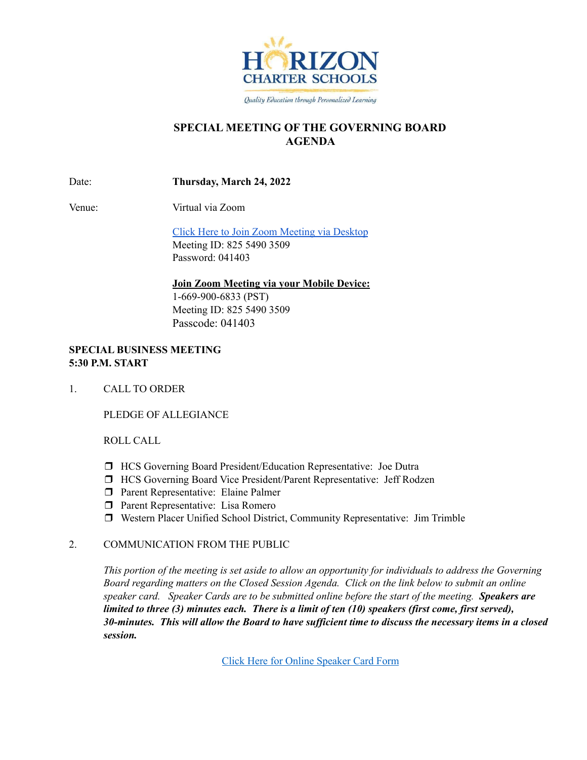HORIZON CHARTER SCHOOLS

*Quality Education through Personalized Learning*

# SPECIAL MEETING OF THE GOVERNING BOARD AGENDA

Date: **Thursday, March 24, 2022**

Venue: Virtual via Zoom

[Click Here to Join Zoom Meeting via Desktop]
Meeting ID: 825 5490 3509
Password: 041403

**Join Zoom Meeting via your Mobile Device:**
1-669-900-6833 (PST)
Meeting ID: 825 5490 3509
Passcode: 041403

**SPECIAL BUSINESS MEETING**
**5:30 P.M. START**

1. CALL TO ORDER

   PLEDGE OF ALLEGIANCE

   ROLL CALL

   - ❒ HCS Governing Board President/Education Representative: Joe Dutra
   - ❒ HCS Governing Board Vice President/Parent Representative: Jeff Rodzen
   - ❒ Parent Representative: Elaine Palmer
   - ❒ Parent Representative: Lisa Romero
   - ❒ Western Placer Unified School District, Community Representative: Jim Trimble

2. COMMUNICATION FROM THE PUBLIC

   *This portion of the meeting is set aside to allow an opportunity for individuals to address the Governing Board regarding matters on the Closed Session Agenda. Click on the link below to submit an online speaker card. Speaker Cards are to be submitted online before the start of the meeting.* ***Speakers are limited to three (3) minutes each. There is a limit of ten (10) speakers (first come, first served), 30-minutes. This will allow the Board to have sufficient time to discuss the necessary items in a closed session.***

   [Click Here for Online Speaker Card Form]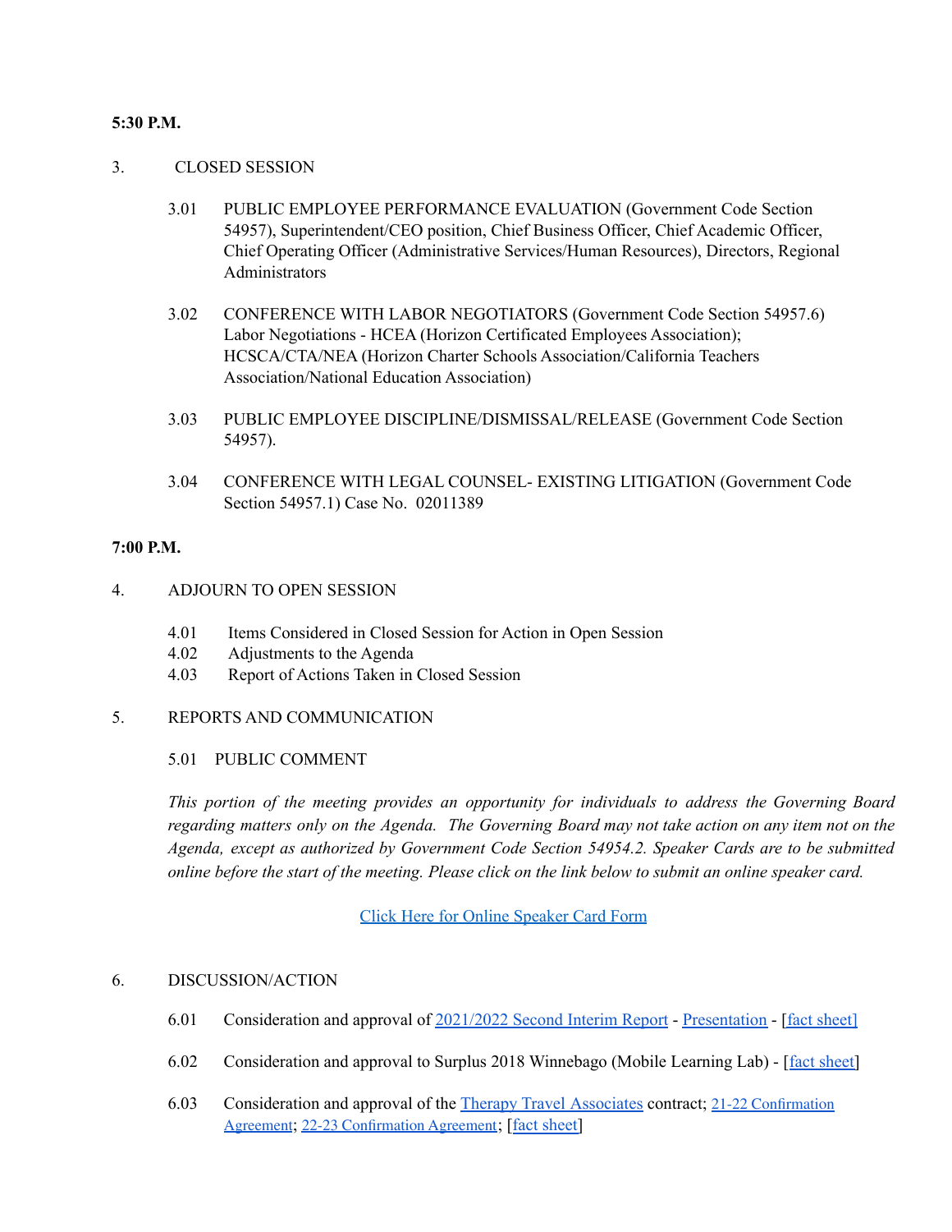**5:30 P.M.**

3. CLOSED SESSION

   3.01 PUBLIC EMPLOYEE PERFORMANCE EVALUATION (Government Code Section 54957), Superintendent/CEO position, Chief Business Officer, Chief Academic Officer, Chief Operating Officer (Administrative Services/Human Resources), Directors, Regional Administrators

   3.02 CONFERENCE WITH LABOR NEGOTIATORS (Government Code Section 54957.6) Labor Negotiations - HCEA (Horizon Certificated Employees Association); HCSCA/CTA/NEA (Horizon Charter Schools Association/California Teachers Association/National Education Association)

   3.03 PUBLIC EMPLOYEE DISCIPLINE/DISMISSAL/RELEASE (Government Code Section 54957).

   3.04 CONFERENCE WITH LEGAL COUNSEL- EXISTING LITIGATION (Government Code Section 54957.1) Case No. 02011389

**7:00 P.M.**

4. ADJOURN TO OPEN SESSION

   4.01 Items Considered in Closed Session for Action in Open Session
   4.02 Adjustments to the Agenda
   4.03 Report of Actions Taken in Closed Session

5. REPORTS AND COMMUNICATION

   5.01 PUBLIC COMMENT

   *This portion of the meeting provides an opportunity for individuals to address the Governing Board regarding matters only on the Agenda. The Governing Board may not take action on any item not on the Agenda, except as authorized by Government Code Section 54954.2. Speaker Cards are to be submitted online before the start of the meeting. Please click on the link below to submit an online speaker card.*

   Click Here for Online Speaker Card Form

6. DISCUSSION/ACTION

   6.01 Consideration and approval of 2021/2022 Second Interim Report - Presentation - [fact sheet]

   6.02 Consideration and approval to Surplus 2018 Winnebago (Mobile Learning Lab) - [fact sheet]

   6.03 Consideration and approval of the Therapy Travel Associates contract; 21-22 Confirmation Agreement; 22-23 Confirmation Agreement; [fact sheet]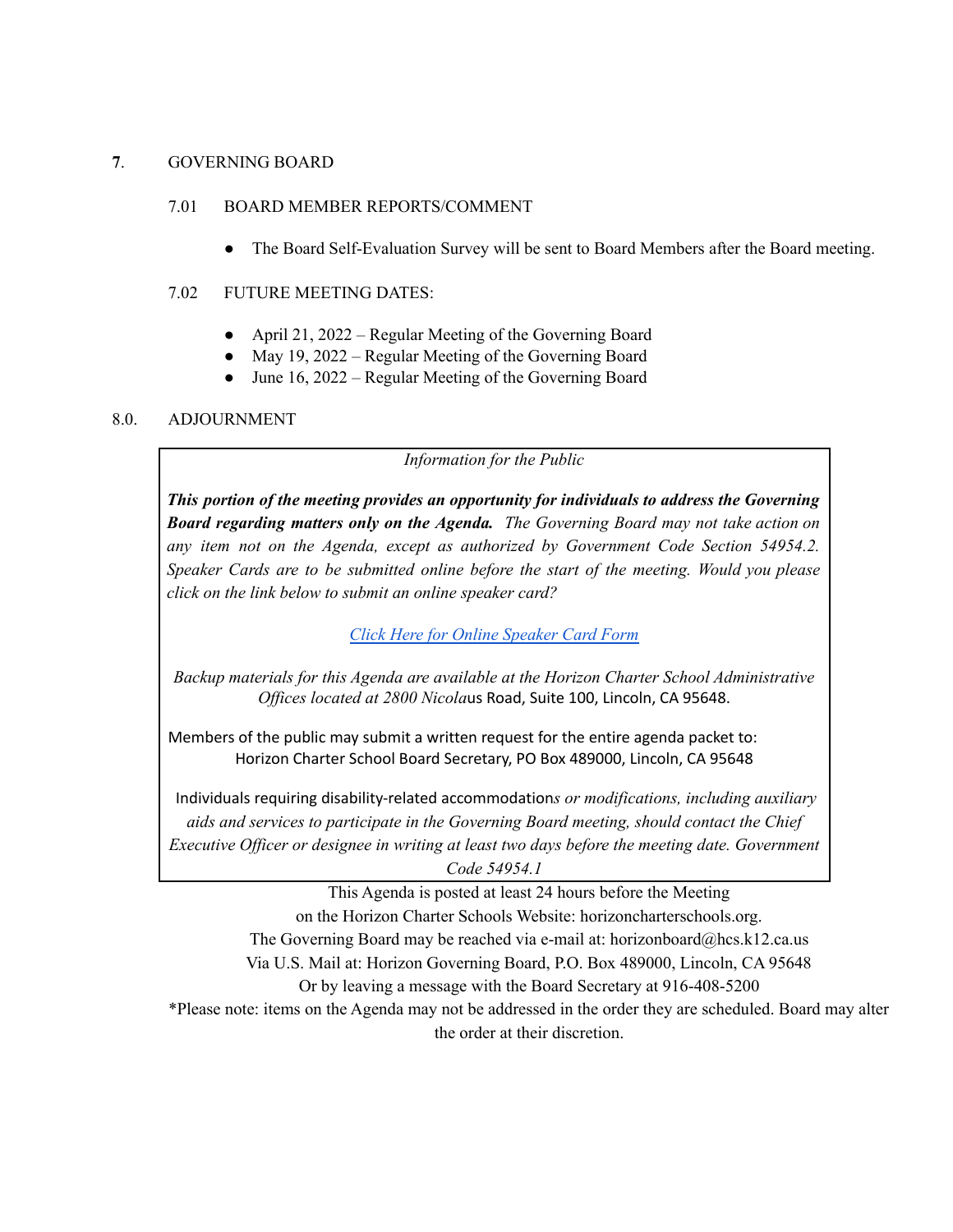**7**. GOVERNING BOARD

7.01 BOARD MEMBER REPORTS/COMMENT

- The Board Self-Evaluation Survey will be sent to Board Members after the Board meeting.

7.02 FUTURE MEETING DATES:

- April 21, 2022 – Regular Meeting of the Governing Board
- May 19, 2022 – Regular Meeting of the Governing Board
- June 16, 2022 – Regular Meeting of the Governing Board

8.0. ADJOURNMENT

*Information for the Public*

***This portion of the meeting provides an opportunity for individuals to address the Governing Board regarding matters only on the Agenda.*** *The Governing Board may not take action on any item not on the Agenda, except as authorized by Government Code Section 54954.2. Speaker Cards are to be submitted online before the start of the meeting. Would you please click on the link below to submit an online speaker card?*

*Click Here for Online Speaker Card Form*

*Backup materials for this Agenda are available at the Horizon Charter School Administrative Offices located at 2800 Nicola*us Road, Suite 100, Lincoln, CA 95648.

Members of the public may submit a written request for the entire agenda packet to:
Horizon Charter School Board Secretary, PO Box 489000, Lincoln, CA 95648

Individuals requiring disability-related accommodation*s or modifications, including auxiliary aids and services to participate in the Governing Board meeting, should contact the Chief Executive Officer or designee in writing at least two days before the meeting date. Government Code 54954.1*

This Agenda is posted at least 24 hours before the Meeting
on the Horizon Charter Schools Website: horizoncharterschools.org.
The Governing Board may be reached via e-mail at: horizonboard@hcs.k12.ca.us
Via U.S. Mail at: Horizon Governing Board, P.O. Box 489000, Lincoln, CA 95648
Or by leaving a message with the Board Secretary at 916-408-5200
*Please note: items on the Agenda may not be addressed in the order they are scheduled. Board may alter the order at their discretion.